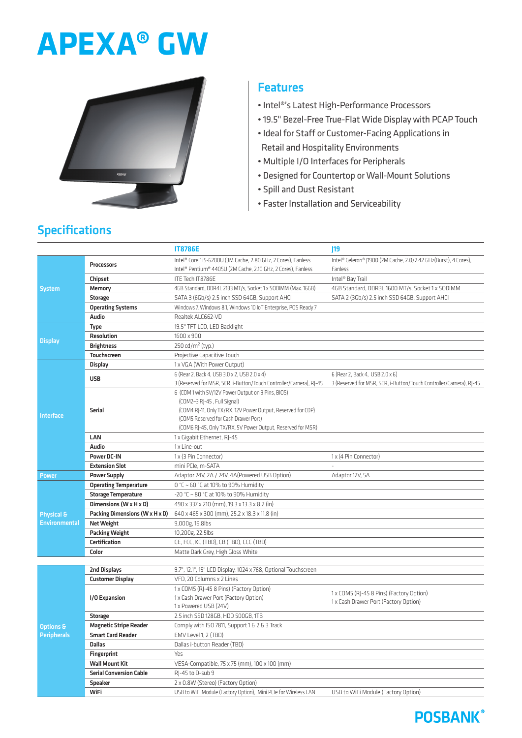# APEXA® GW

## Features

- Intel®'s Latest High-Performance Processors
- 19.5" Bezel-Free True-Flat Wide Display with PCAP Touch
- Ideal for Staff or Customer-Facing Applications in Retail and Hospitality Environments
- Multiple I/O Interfaces for Peripherals
- Designed for Countertop or Wall-Mount Solutions
- Spill and Dust Resistant
- Faster Installation and Serviceability

## Specifications

| | | IT8786E | J19 |
|---|---|---|---|
| System | Processors | Intel® Core™ i5-6200U (3M Cache, 2.80 GHz, 2 Cores), Fanless<br>Intel® Pentium® 4405U (2M Cache, 2.10 GHz, 2 Cores), Fanless | Intel® Celeron® J1900 (2M Cache, 2.0/2.42 GHz(Burst), 4 Cores), Fanless |
| | Chipset | ITE Tech IT8786E | Intel® Bay Trail |
| | Memory | 4GB Standard, DDR4L 2133 MT/s, Socket 1 x SODIMM (Max. 16GB) | 4GB Standard, DDR3L 1600 MT/s, Socket 1 x SODIMM |
| | Storage | SATA 3 (6Gb/s) 2.5 inch SSD 64GB, Support AHCI | SATA 2 (3Gb/s) 2.5 inch SSD 64GB, Support AHCI |
| | Operating Systems | Windows 7, Windows 8.1, Windows 10 IoT Enterprise, POS Ready 7 | |
| | Audio | Realtek ALC662-VD | |
| Display | Type | 19.5" TFT LCD, LED Backlight | |
| | Resolution | 1600 x 900 | |
| | Brightness | 250 cd/m² (typ.) | |
| | Touchscreen | Projective Capacitive Touch | |
| Interface | Display | 1 x VGA (With Power Output) | |
| | USB | 6 (Rear 2, Back 4, USB 3.0 x 2, USB 2.0 x 4)<br>3 (Reserved for MSR, SCR, i-Button/Touch Controller/Camera), RJ-45 | 6 (Rear 2, Back 4, USB 2.0 x 6)<br>3 (Reserved for MSR, SCR, i-Button/Touch Controller/Camera), RJ-45 |
| | Serial | 6 (COM 1 with 5V/12V Power Output on 9 Pins, BIOS)<br>(COM2~3 RJ-45 , Full Signal)<br>(COM4 RJ-11, Only TX/RX, 12V Power Output, Reserved for CDP)<br>(COM5 Reserved for Cash Drawer Port)<br>(COM6 RJ-45, Only TX/RX, 5V Power Output, Reserved for MSR) | |
| | LAN | 1 x Gigabit Ethernet, RJ-45 | |
| | Audio | 1 x Line-out | |
| | Power DC-IN | 1 x (3 Pin Connector) | 1 x (4 Pin Connector) |
| | Extension Slot | mini PCIe, m-SATA | - |
| Power | Power Supply | Adaptor 24V, 2A / 24V, 4A(Powered USB Option) | Adaptor 12V, 5A |
| Physical & Environmental | Operating Temperature | 0 °C ~ 60 °C at 10% to 90% Humidity | |
| | Storage Temperature | -20 °C ~ 80 °C at 10% to 90% Humidity | |
| | Dimensions (W x H x D) | 490 x 337 x 210 (mm), 19.3 x 13.3 x 8.2 (in) | |
| | Packing Dimensions (W x H x D) | 640 x 465 x 300 (mm), 25.2 x 18.3 x 11.8 (in) | |
| | Net Weight | 9,000g, 19.8lbs | |
| | Packing Weight | 10,200g, 22.5lbs | |
| | Certification | CE, FCC, KC (TBD), CB (TBD), CCC (TBD) | |
| | Color | Matte Dark Grey, High Gloss White | |
| Options & Peripherals | 2nd Displays | 9.7", 12.1", 15" LCD Display, 1024 x 768, Optional Touchscreen | |
| | Customer Display | VFD, 20 Columns x 2 Lines | |
| | I/O Expansion | 1 x COM5 (RJ-45 8 Pins) (Factory Option)<br>1 x Cash Drawer Port (Factory Option)<br>1 x Powered USB (24V) | 1 x COM5 (RJ-45 8 Pins) (Factory Option)<br>1 x Cash Drawer Port (Factory Option) |
| | Storage | 2.5 inch SSD 128GB, HDD 500GB, 1TB | |
| | Magnetic Stripe Reader | Comply with ISO 7811, Support 1 & 2 & 3 Track | |
| | Smart Card Reader | EMV Level 1, 2 (TBD) | |
| | Dallas | Dallas i-button Reader (TBD) | |
| | Fingerprint | Yes | |
| | Wall Mount Kit | VESA-Compatible, 75 x 75 (mm), 100 x 100 (mm) | |
| | Serial Conversion Cable | RJ-45 to D-sub 9 | |
| | Speaker | 2 x 0.8W (Stereo) (Factory Option) | |
| | WiFi | USB to WiFi Module (Factory Option), Mini PCIe for Wireless LAN | USB to WiFi Module (Factory Option) |

POSBANK®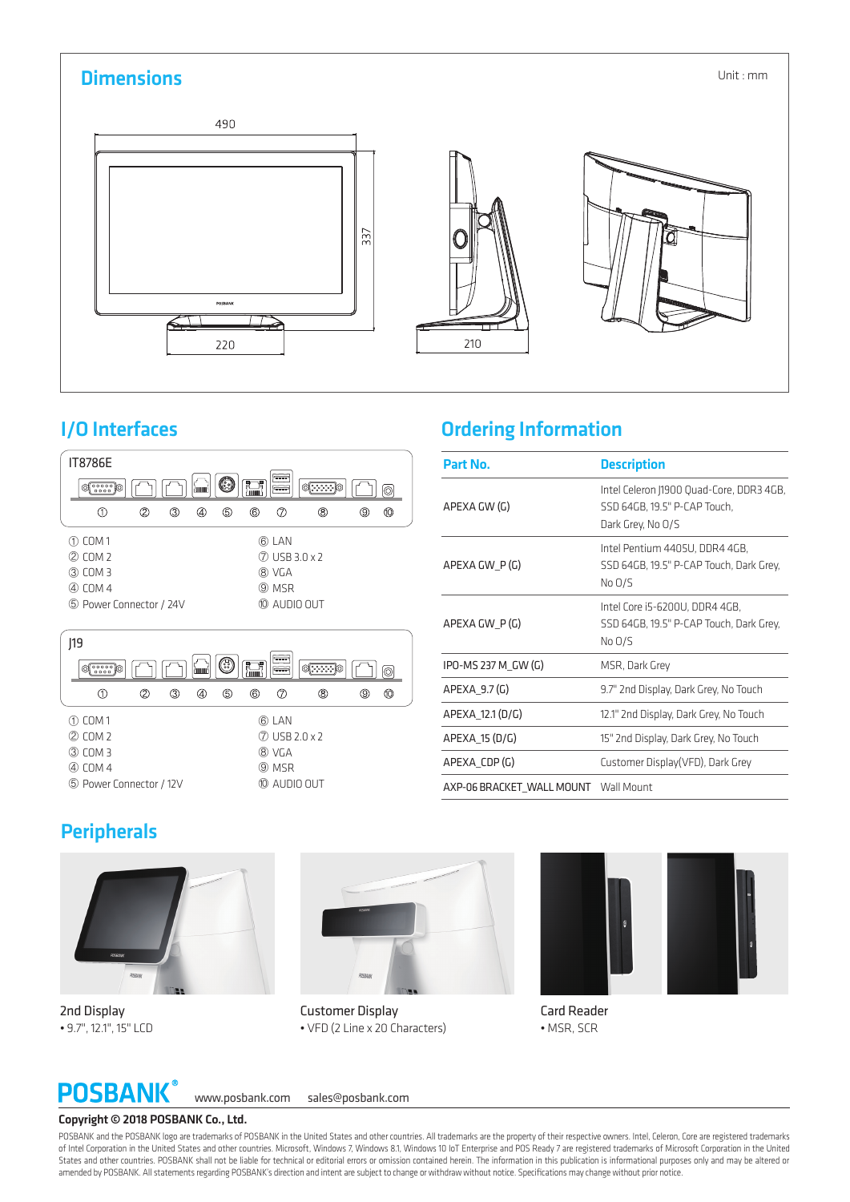## Dimensions

Unit : mm

490

337

220

210

## I/O Interfaces

IT8786E

① COM 1
② COM 2
③ COM 3
④ COM 4
⑤ Power Connector / 24V
⑥ LAN
⑦ USB 3.0 x 2
⑧ VGA
⑨ MSR
⑩ AUDIO OUT

J19

① COM 1
② COM 2
③ COM 3
④ COM 4
⑤ Power Connector / 12V
⑥ LAN
⑦ USB 2.0 x 2
⑧ VGA
⑨ MSR
⑩ AUDIO OUT

## Ordering Information

| Part No. | Description |
|---|---|
| APEXA GW (G) | Intel Celeron J1900 Quad-Core, DDR3 4GB, SSD 64GB, 19.5" P-CAP Touch, Dark Grey, No O/S |
| APEXA GW_P (G) | Intel Pentium 4405U, DDR4 4GB, SSD 64GB, 19.5" P-CAP Touch, Dark Grey, No O/S |
| APEXA GW_P (G) | Intel Core i5-6200U, DDR4 4GB, SSD 64GB, 19.5" P-CAP Touch, Dark Grey, No O/S |
| IPO-MS 237 M_GW (G) | MSR, Dark Grey |
| APEXA_9.7 (G) | 9.7" 2nd Display, Dark Grey, No Touch |
| APEXA_12.1 (D/G) | 12.1" 2nd Display, Dark Grey, No Touch |
| APEXA_15 (D/G) | 15" 2nd Display, Dark Grey, No Touch |
| APEXA_CDP (G) | Customer Display(VFD), Dark Grey |
| AXP-06 BRACKET_WALL MOUNT | Wall Mount |

## Peripherals

2nd Display
- 9.7", 12.1", 15" LCD

Customer Display
- VFD (2 Line x 20 Characters)

Card Reader
- MSR, SCR

POSBANK® www.posbank.com sales@posbank.com

**Copyright © 2018 POSBANK Co., Ltd.**

POSBANK and the POSBANK logo are trademarks of POSBANK in the United States and other countries. All trademarks are the property of their respective owners. Intel, Celeron, Core are registered trademarks of Intel Corporation in the United States and other countries. Microsoft, Windows 7, Windows 8.1, Windows 10 IoT Enterprise and POS Ready 7 are registered trademarks of Microsoft Corporation in the United States and other countries. POSBANK shall not be liable for technical or editorial errors or omission contained herein. The information in this publication is informational purposes only and may be altered or amended by POSBANK. All statements regarding POSBANK's direction and intent are subject to change or withdraw without notice. Specifications may change without prior notice.